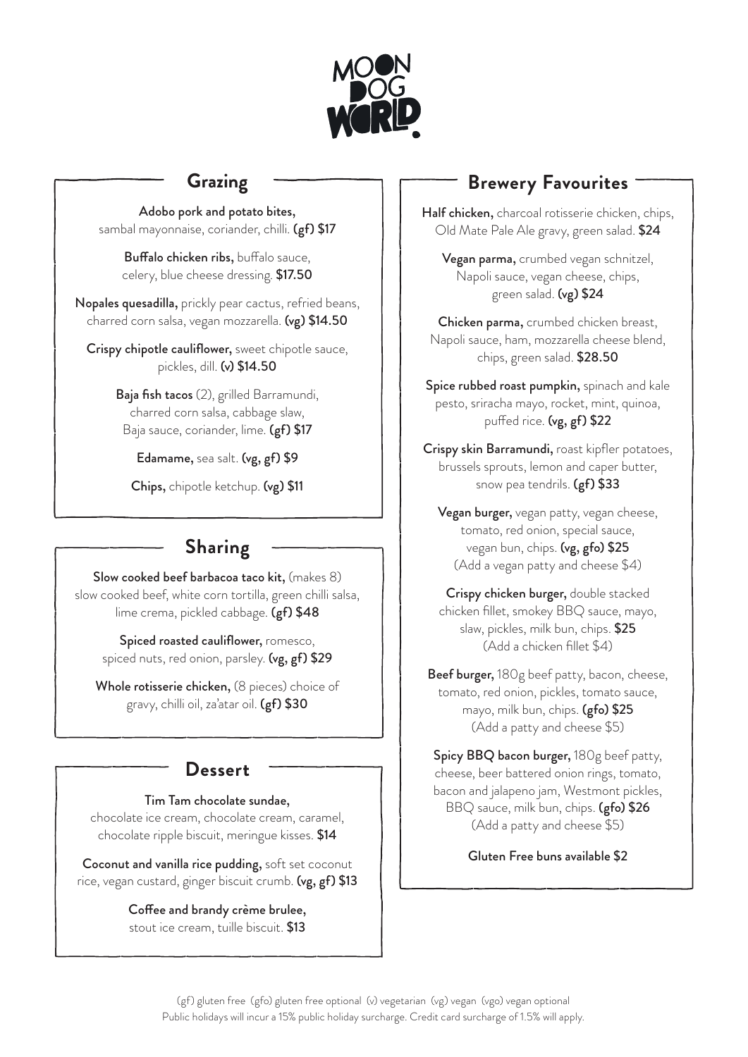# MOON DOG WORLD

## Grazing

**Adobo pork and potato bites,** sambal mayonnaise, coriander, chilli. **(gf) $17**

**Buffalo chicken ribs,** buffalo sauce, celery, blue cheese dressing. **$17.50**

**Nopales quesadilla,** prickly pear cactus, refried beans, charred corn salsa, vegan mozzarella. **(vg) $14.50**

**Crispy chipotle cauliflower,** sweet chipotle sauce, pickles, dill. **(v) $14.50**

**Baja fish tacos** (2), grilled Barramundi, charred corn salsa, cabbage slaw, Baja sauce, coriander, lime. **(gf) $17**

**Edamame,** sea salt. **(vg, gf) $9**

**Chips,** chipotle ketchup. **(vg) $11**

## Sharing

**Slow cooked beef barbacoa taco kit,** (makes 8) slow cooked beef, white corn tortilla, green chilli salsa, lime crema, pickled cabbage. **(gf) $48**

**Spiced roasted cauliflower,** romesco, spiced nuts, red onion, parsley. **(vg, gf) $29**

**Whole rotisserie chicken,** (8 pieces) choice of gravy, chilli oil, za'atar oil. **(gf) $30**

## Dessert

**Tim Tam chocolate sundae,** chocolate ice cream, chocolate cream, caramel, chocolate ripple biscuit, meringue kisses. **$14**

**Coconut and vanilla rice pudding,** soft set coconut rice, vegan custard, ginger biscuit crumb. **(vg, gf) $13**

**Coffee and brandy crème brulee,** stout ice cream, tuille biscuit. **$13**

## Brewery Favourites

**Half chicken,** charcoal rotisserie chicken, chips, Old Mate Pale Ale gravy, green salad. **$24**

**Vegan parma,** crumbed vegan schnitzel, Napoli sauce, vegan cheese, chips, green salad. **(vg) $24**

**Chicken parma,** crumbed chicken breast, Napoli sauce, ham, mozzarella cheese blend, chips, green salad. **$28.50**

**Spice rubbed roast pumpkin,** spinach and kale pesto, sriracha mayo, rocket, mint, quinoa, puffed rice. **(vg, gf) $22**

**Crispy skin Barramundi,** roast kipfler potatoes, brussels sprouts, lemon and caper butter, snow pea tendrils. **(gf) $33**

**Vegan burger,** vegan patty, vegan cheese, tomato, red onion, special sauce, vegan bun, chips. **(vg, gfo) $25**
(Add a vegan patty and cheese $4)

**Crispy chicken burger,** double stacked chicken fillet, smokey BBQ sauce, mayo, slaw, pickles, milk bun, chips. **$25**
(Add a chicken fillet $4)

**Beef burger,** 180g beef patty, bacon, cheese, tomato, red onion, pickles, tomato sauce, mayo, milk bun, chips. **(gfo) $25**
(Add a patty and cheese $5)

**Spicy BBQ bacon burger,** 180g beef patty, cheese, beer battered onion rings, tomato, bacon and jalapeno jam, Westmont pickles, BBQ sauce, milk bun, chips. **(gfo) $26**
(Add a patty and cheese $5)

**Gluten Free buns available $2**

(gf) gluten free (gfo) gluten free optional (v) vegetarian (vg) vegan (vgo) vegan optional
Public holidays will incur a 15% public holiday surcharge. Credit card surcharge of 1.5% will apply.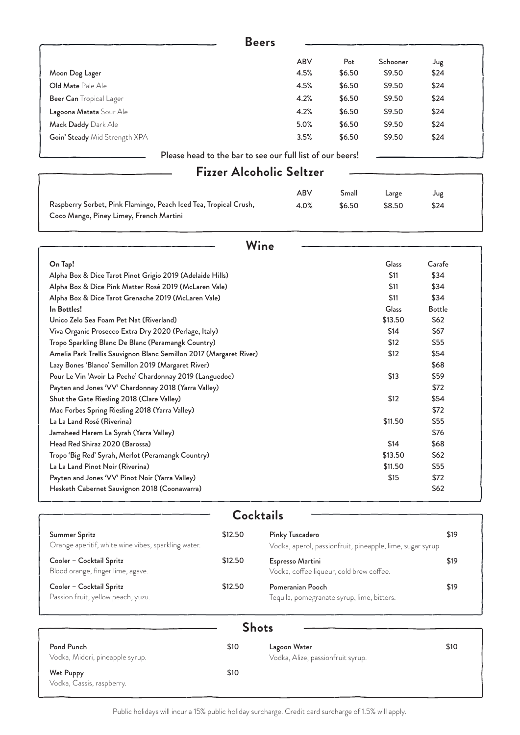## Beers

| | ABV | Pot | Schooner | Jug |
|---|---|---|---|---|
| Moon Dog Lager | 4.5% | $6.50 | $9.50 | $24 |
| **Old Mate** Pale Ale | 4.5% | $6.50 | $9.50 | $24 |
| **Beer Can** Tropical Lager | 4.2% | $6.50 | $9.50 | $24 |
| **Lagoona Matata** Sour Ale | 4.2% | $6.50 | $9.50 | $24 |
| **Mack Daddy** Dark Ale | 5.0% | $6.50 | $9.50 | $24 |
| **Goin' Steady** Mid Strength XPA | 3.5% | $6.50 | $9.50 | $24 |

Please head to the bar to see our full list of our beers!

## Fizzer Alcoholic Seltzer

| | ABV | Small | Large | Jug |
|---|---|---|---|---|
| Raspberry Sorbet, Pink Flamingo, Peach Iced Tea, Tropical Crush, Coco Mango, Piney Limey, French Martini | 4.0% | $6.50 | $8.50 | $24 |

## Wine

| **On Tap!** | Glass | Carafe |
|---|---|---|
| Alpha Box & Dice Tarot Pinot Grigio 2019 (Adelaide Hills) | $11 | $34 |
| Alpha Box & Dice Pink Matter Rosé 2019 (McLaren Vale) | $11 | $34 |
| Alpha Box & Dice Tarot Grenache 2019 (McLaren Vale) | $11 | $34 |
| **In Bottles!** | Glass | Bottle |
| Unico Zelo Sea Foam Pet Nat (Riverland) | $13.50 | $62 |
| Viva Organic Prosecco Extra Dry 2020 (Perlage, Italy) | $14 | $67 |
| Tropo Sparkling Blanc De Blanc (Peramangk Country) | $12 | $55 |
| Amelia Park Trellis Sauvignon Blanc Semillon 2017 (Margaret River) | $12 | $54 |
| Lazy Bones 'Blanco' Semillon 2019 (Margaret River) | | $68 |
| Pour Le Vin 'Avoir La Peche' Chardonnay 2019 (Languedoc) | $13 | $59 |
| Payten and Jones 'VV' Chardonnay 2018 (Yarra Valley) | | $72 |
| Shut the Gate Riesling 2018 (Clare Valley) | $12 | $54 |
| Mac Forbes Spring Riesling 2018 (Yarra Valley) | | $72 |
| La La Land Rosé (Riverina) | $11.50 | $55 |
| Jamsheed Harem La Syrah (Yarra Valley) | | $76 |
| Head Red Shiraz 2020 (Barossa) | $14 | $68 |
| Tropo 'Big Red' Syrah, Merlot (Peramangk Country) | $13.50 | $62 |
| La La Land Pinot Noir (Riverina) | $11.50 | $55 |
| Payten and Jones 'VV' Pinot Noir (Yarra Valley) | $15 | $72 |
| Hesketh Cabernet Sauvignon 2018 (Coonawarra) | | $62 |

## Cocktails

**Summer Spritz** — $12.50
Orange aperitif, white wine vibes, sparkling water.

**Cooler – Cocktail Spritz** — $12.50
Blood orange, finger lime, agave.

**Cooler – Cocktail Spritz** — $12.50
Passion fruit, yellow peach, yuzu.

**Pinky Tuscadero** — $19
Vodka, aperol, passionfruit, pineapple, lime, sugar syrup

**Espresso Martini** — $19
Vodka, coffee liqueur, cold brew coffee.

**Pomeranian Pooch** — $19
Tequila, pomegranate syrup, lime, bitters.

## Shots

**Pond Punch** — $10
Vodka, Midori, pineapple syrup.

**Wet Puppy** — $10
Vodka, Cassis, raspberry.

**Lagoon Water** — $10
Vodka, Alize, passionfruit syrup.

Public holidays will incur a 15% public holiday surcharge. Credit card surcharge of 1.5% will apply.